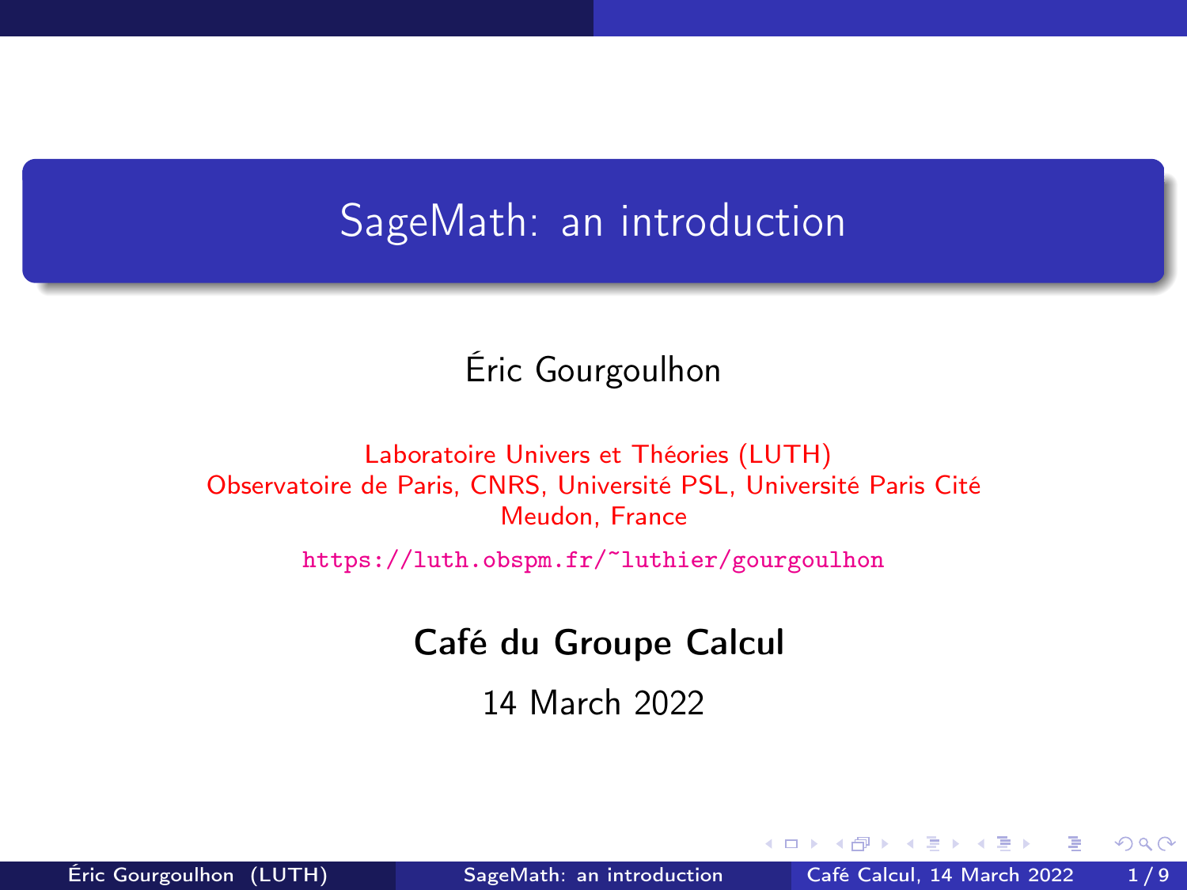# SageMath: an introduction

Éric Gourgoulhon

Laboratoire Univers et Théories (LUTH)
Observatoire de Paris, CNRS, Université PSL, Université Paris Cité
Meudon, France

https://luth.obspm.fr/~luthier/gourgoulhon

**Café du Groupe Calcul**

14 March 2022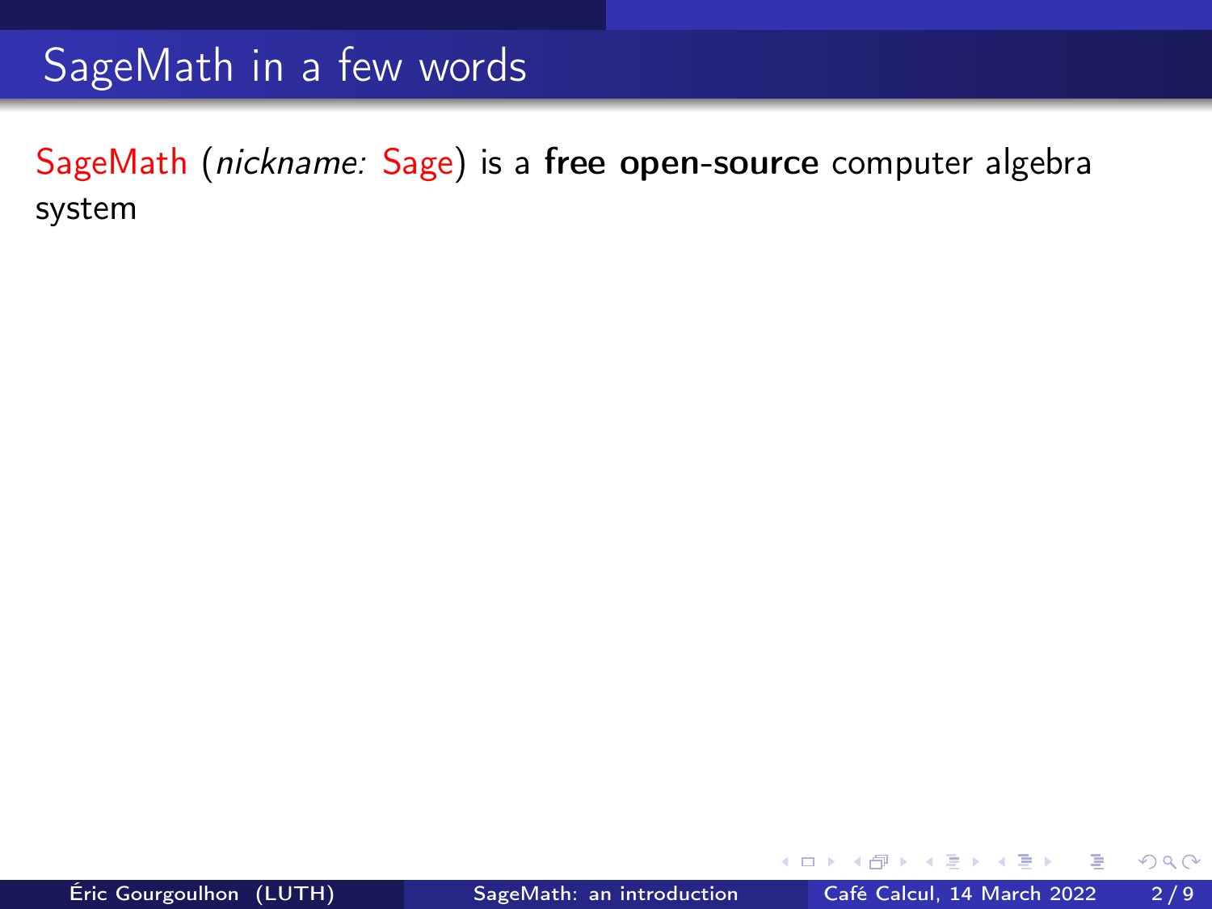# SageMath in a few words

SageMath (*nickname:* Sage) is a **free open-source** computer algebra system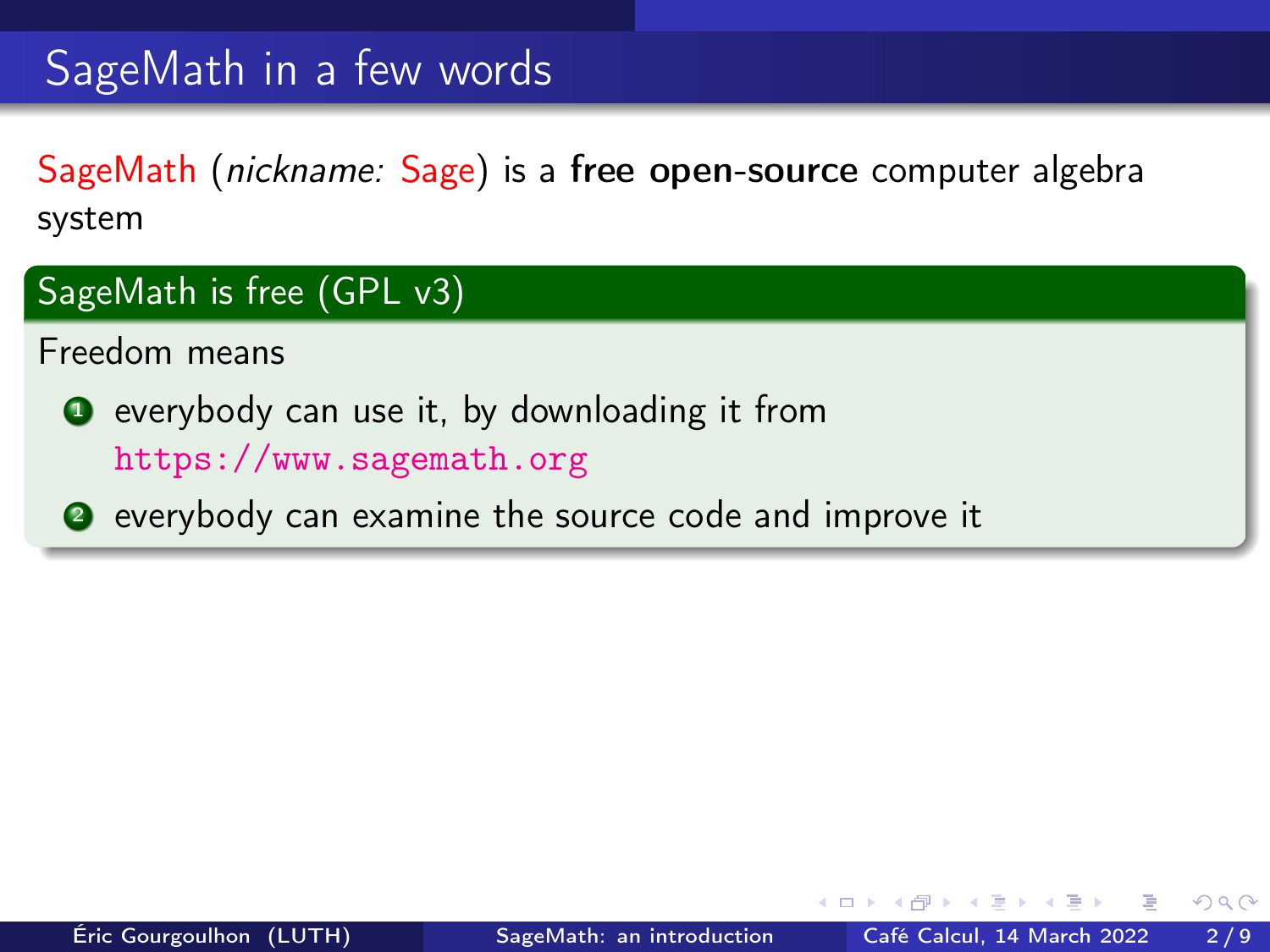# SageMath in a few words

SageMath (*nickname:* Sage) is a **free open-source** computer algebra system

## SageMath is free (GPL v3)

Freedom means

1. everybody can use it, by downloading it from `https://www.sagemath.org`
2. everybody can examine the source code and improve it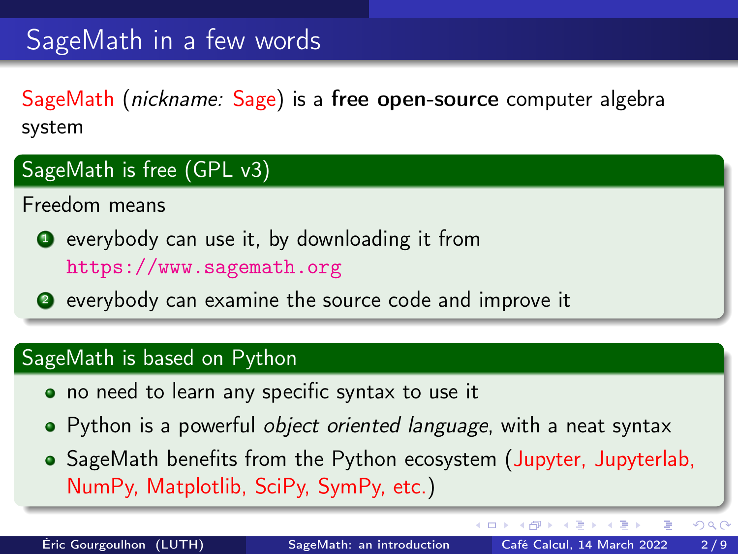# SageMath in a few words

SageMath (*nickname:* Sage) is a **free open-source** computer algebra system

## SageMath is free (GPL v3)

Freedom means

1. everybody can use it, by downloading it from https://www.sagemath.org
2. everybody can examine the source code and improve it

## SageMath is based on Python

- no need to learn any specific syntax to use it
- Python is a powerful *object oriented language*, with a neat syntax
- SageMath benefits from the Python ecosystem (Jupyter, Jupyterlab, NumPy, Matplotlib, SciPy, SymPy, etc.)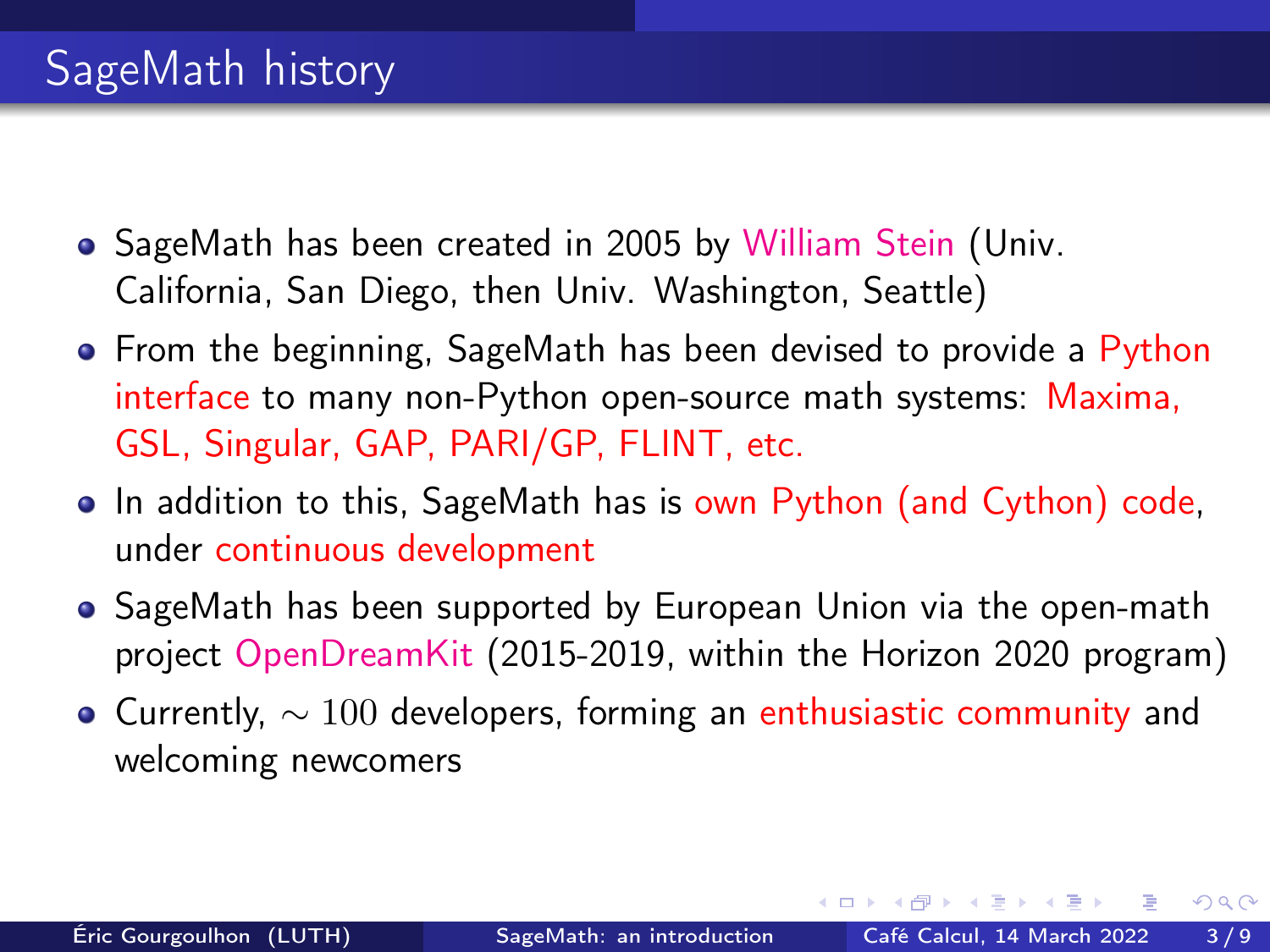# SageMath history

- SageMath has been created in 2005 by William Stein (Univ. California, San Diego, then Univ. Washington, Seattle)
- From the beginning, SageMath has been devised to provide a Python interface to many non-Python open-source math systems: Maxima, GSL, Singular, GAP, PARI/GP, FLINT, etc.
- In addition to this, SageMath has is own Python (and Cython) code, under continuous development
- SageMath has been supported by European Union via the open-math project OpenDreamKit (2015-2019, within the Horizon 2020 program)
- Currently, $\sim 100$ developers, forming an enthusiastic community and welcoming newcomers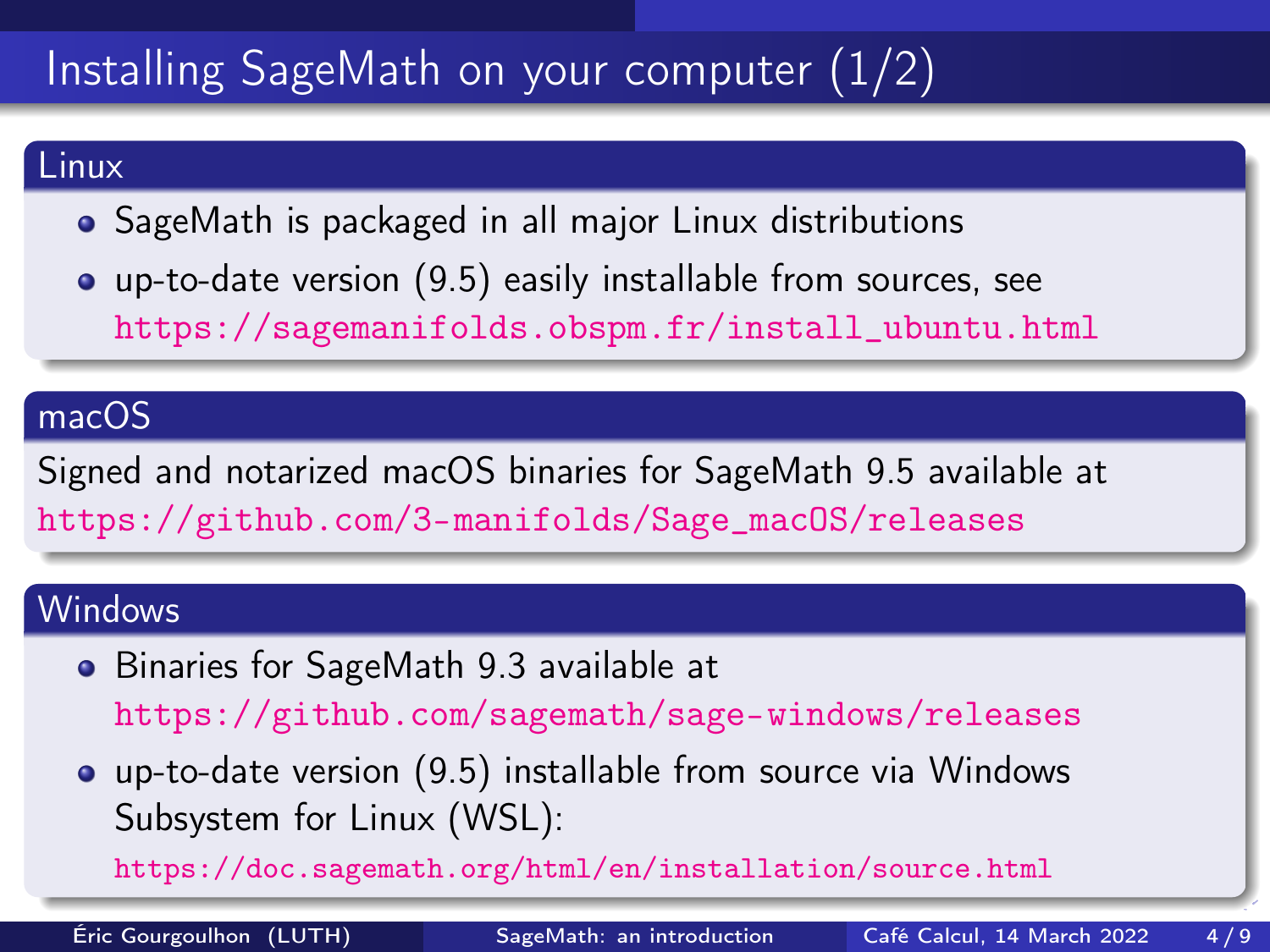# Installing SageMath on your computer (1/2)

## Linux

- SageMath is packaged in all major Linux distributions
- up-to-date version (9.5) easily installable from sources, see https://sagemanifolds.obspm.fr/install_ubuntu.html

## macOS

Signed and notarized macOS binaries for SageMath 9.5 available at https://github.com/3-manifolds/Sage_macOS/releases

## Windows

- Binaries for SageMath 9.3 available at https://github.com/sagemath/sage-windows/releases
- up-to-date version (9.5) installable from source via Windows Subsystem for Linux (WSL): https://doc.sagemath.org/html/en/installation/source.html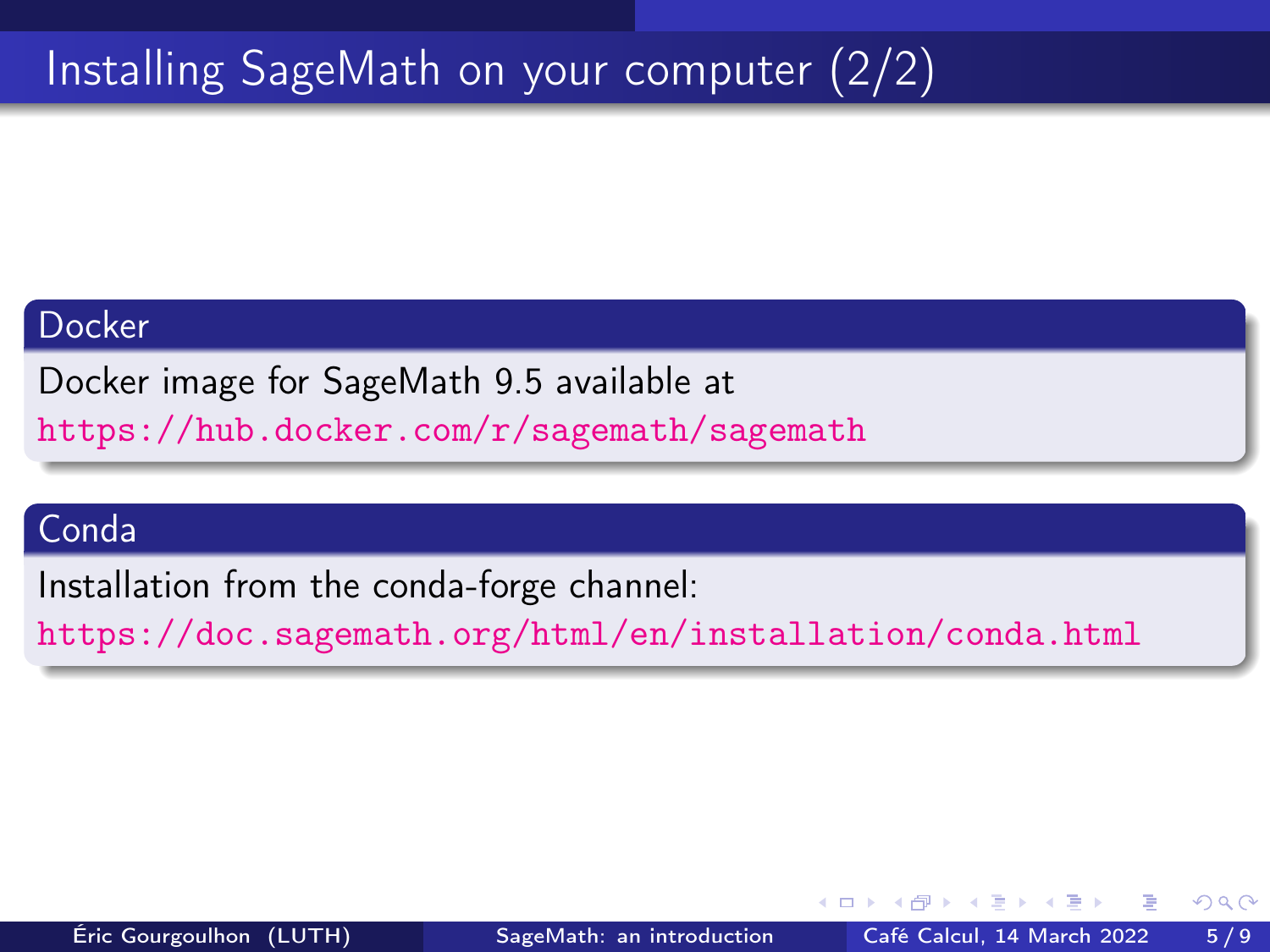# Installing SageMath on your computer (2/2)

## Docker

Docker image for SageMath 9.5 available at
https://hub.docker.com/r/sagemath/sagemath

## Conda

Installation from the conda-forge channel:
https://doc.sagemath.org/html/en/installation/conda.html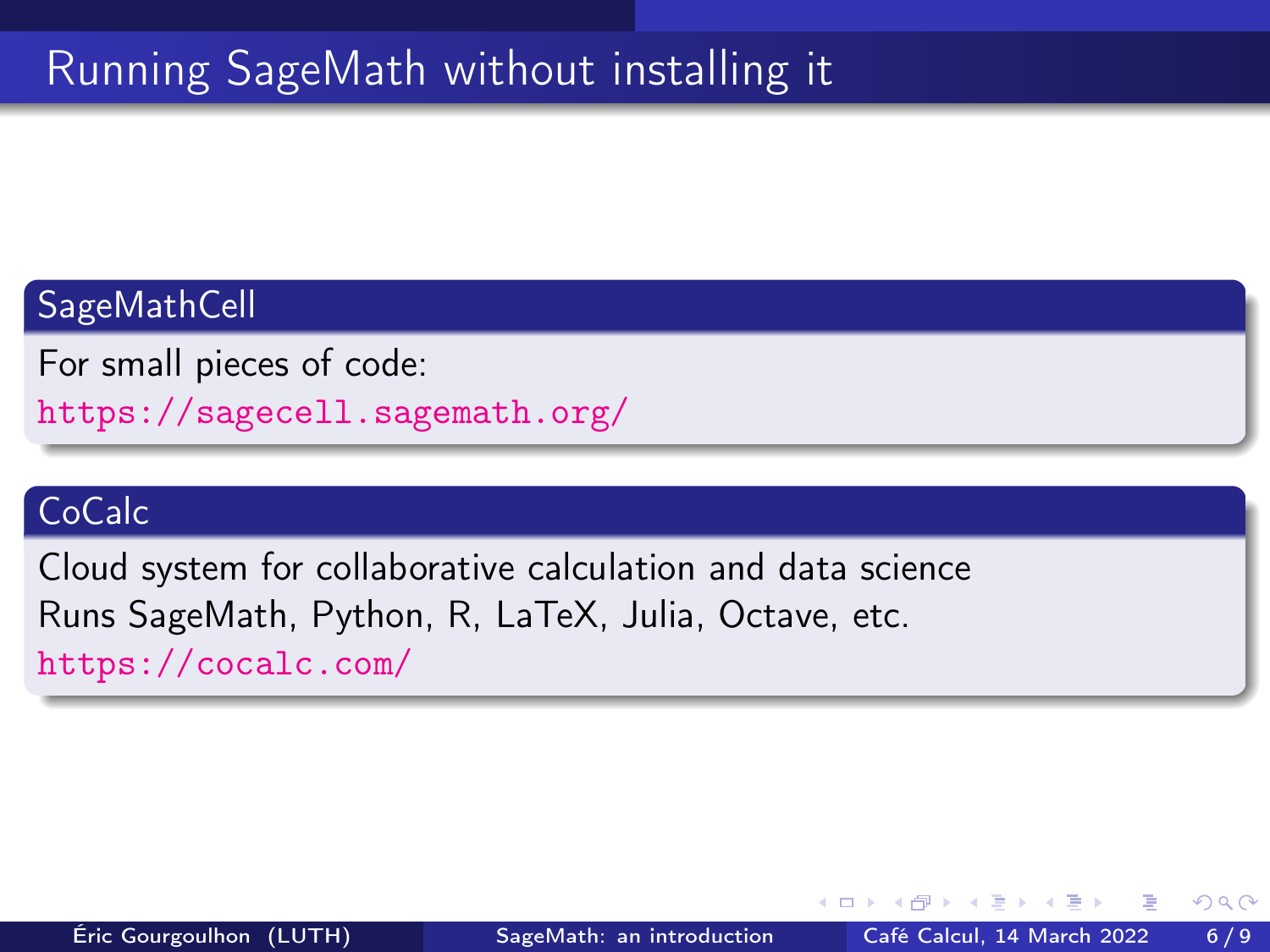# Running SageMath without installing it

## SageMathCell

For small pieces of code:
https://sagecell.sagemath.org/

## CoCalc

Cloud system for collaborative calculation and data science
Runs SageMath, Python, R, LaTeX, Julia, Octave, etc.
https://cocalc.com/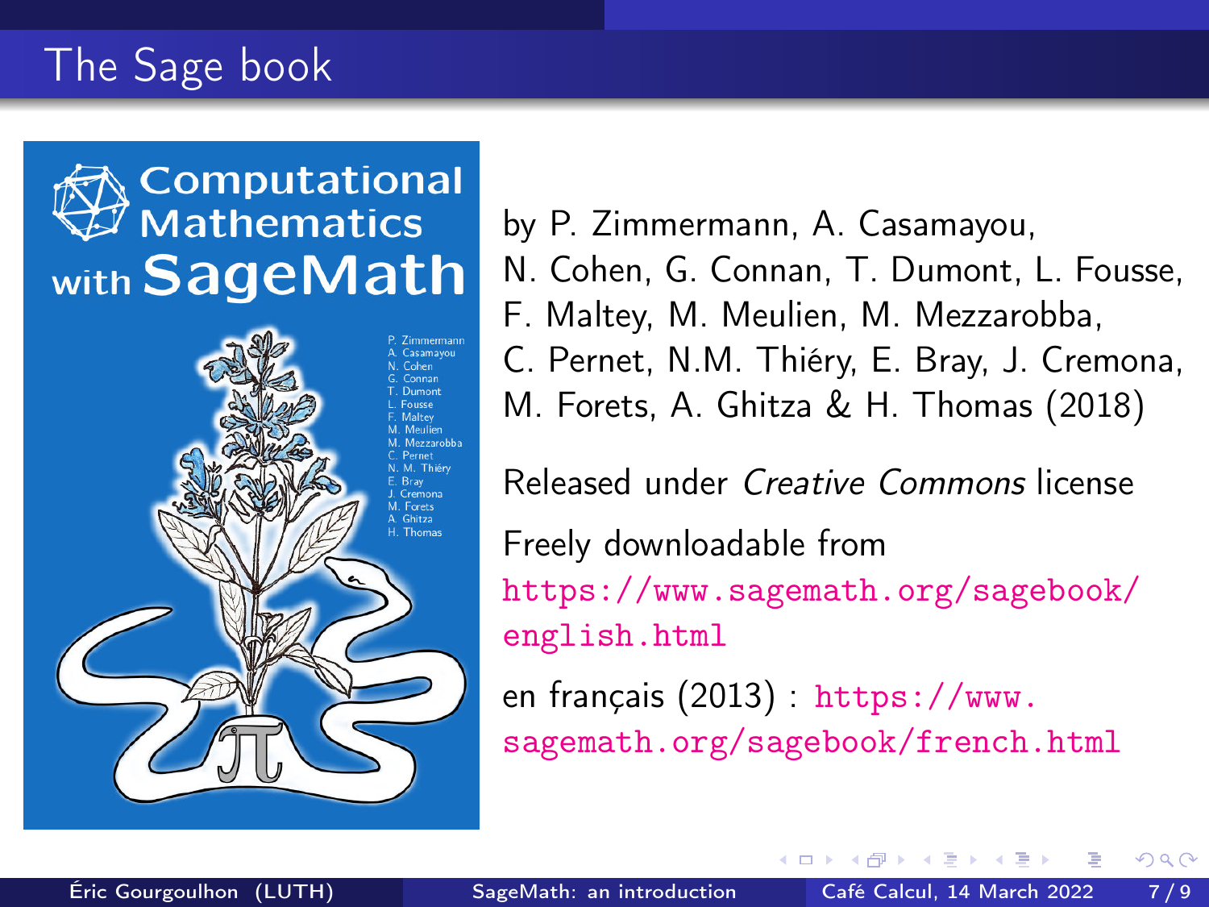# The Sage book

by P. Zimmermann, A. Casamayou, N. Cohen, G. Connan, T. Dumont, L. Fousse, F. Maltey, M. Meulien, M. Mezzarobba, C. Pernet, N.M. Thiéry, E. Bray, J. Cremona, M. Forets, A. Ghitza & H. Thomas (2018)

Released under *Creative Commons* license

Freely downloadable from https://www.sagemath.org/sagebook/english.html

en français (2013) : https://www.sagemath.org/sagebook/french.html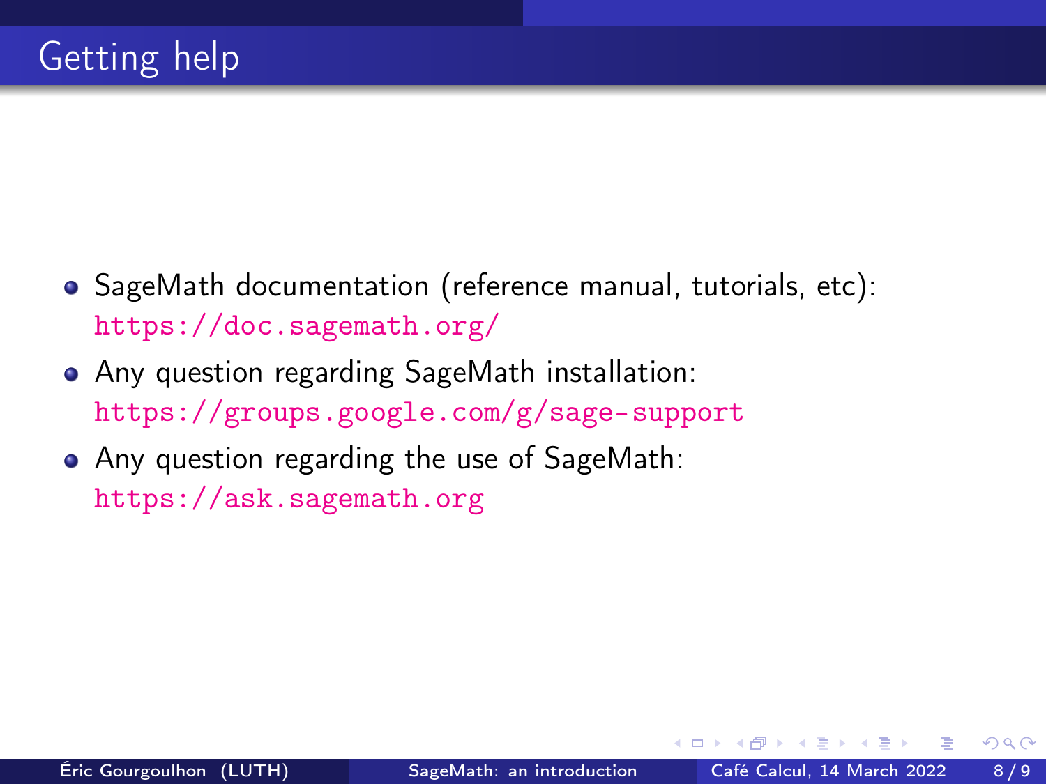# Getting help

- SageMath documentation (reference manual, tutorials, etc):
  https://doc.sagemath.org/
- Any question regarding SageMath installation:
  https://groups.google.com/g/sage-support
- Any question regarding the use of SageMath:
  https://ask.sagemath.org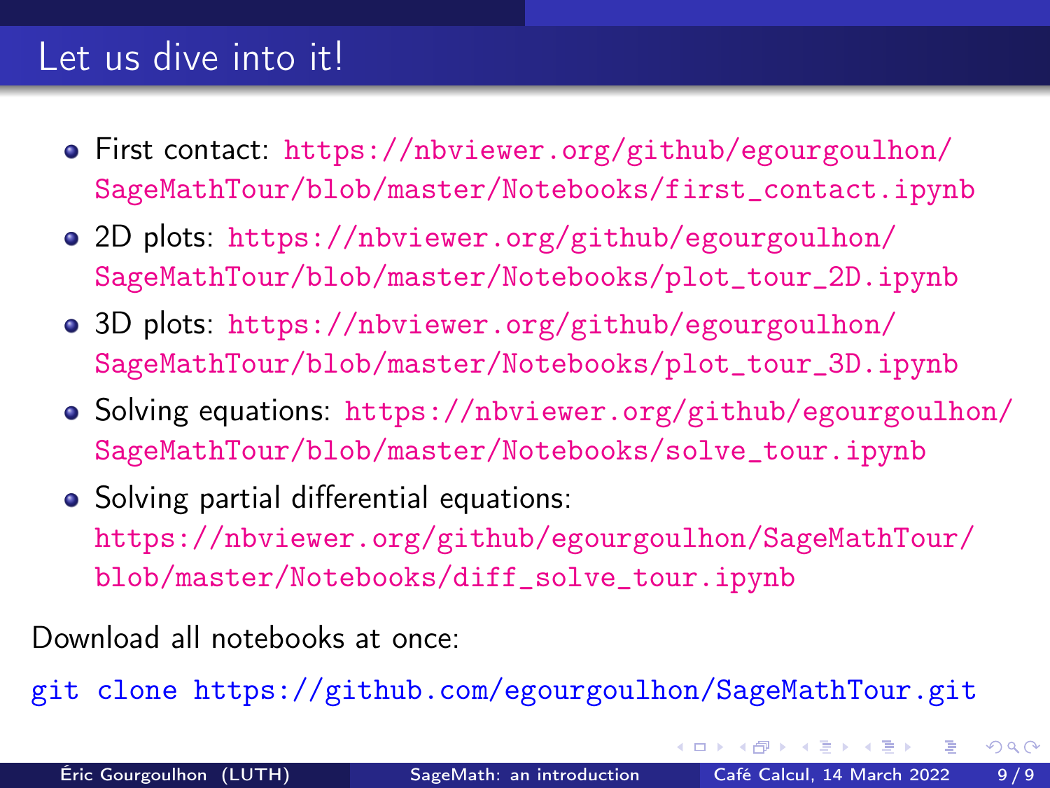## Let us dive into it!

- First contact: https://nbviewer.org/github/egourgoulhon/SageMathTour/blob/master/Notebooks/first_contact.ipynb
- 2D plots: https://nbviewer.org/github/egourgoulhon/SageMathTour/blob/master/Notebooks/plot_tour_2D.ipynb
- 3D plots: https://nbviewer.org/github/egourgoulhon/SageMathTour/blob/master/Notebooks/plot_tour_3D.ipynb
- Solving equations: https://nbviewer.org/github/egourgoulhon/SageMathTour/blob/master/Notebooks/solve_tour.ipynb
- Solving partial differential equations: https://nbviewer.org/github/egourgoulhon/SageMathTour/blob/master/Notebooks/diff_solve_tour.ipynb

Download all notebooks at once:

```
git clone https://github.com/egourgoulhon/SageMathTour.git
```